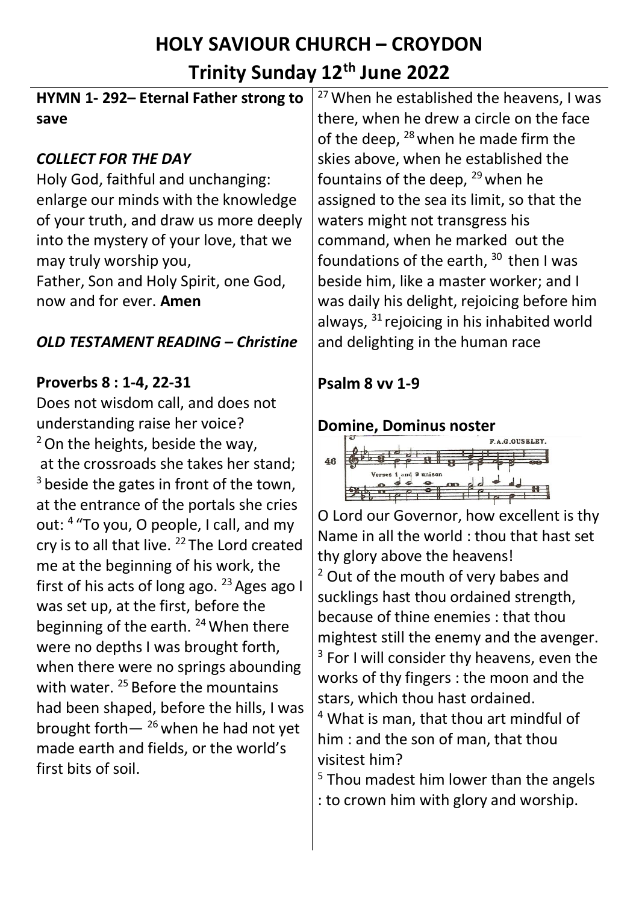# HOLY SAVIOUR CHURCH – CROYDON

## Trinity Sunday 12th June 2022

**HYMN 1- 292– Eternal Father strong to save**

***COLLECT FOR THE DAY***

Holy God, faithful and unchanging: enlarge our minds with the knowledge of your truth, and draw us more deeply into the mystery of your love, that we may truly worship you,
Father, Son and Holy Spirit, one God, now and for ever. **Amen**

***OLD TESTAMENT READING – Christine***

**Proverbs 8 : 1-4, 22-31**

Does not wisdom call, and does not understanding raise her voice?
2 On the heights, beside the way,
at the crossroads she takes her stand;
3 beside the gates in front of the town, at the entrance of the portals she cries out: 4 "To you, O people, I call, and my cry is to all that live. 22 The Lord created me at the beginning of his work, the first of his acts of long ago. 23 Ages ago I was set up, at the first, before the beginning of the earth. 24 When there were no depths I was brought forth, when there were no springs abounding with water. 25 Before the mountains had been shaped, before the hills, I was brought forth— 26 when he had not yet made earth and fields, or the world's first bits of soil. 27 When he established the heavens, I was there, when he drew a circle on the face of the deep, 28 when he made firm the skies above, when he established the fountains of the deep, 29 when he assigned to the sea its limit, so that the waters might not transgress his command, when he marked out the foundations of the earth, 30 then I was beside him, like a master worker; and I was daily his delight, rejoicing before him always, 31 rejoicing in his inhabited world and delighting in the human race

**Psalm 8 vv 1-9**

**Domine, Dominus noster**

46 F.A.G.OUSELEY.
Verses 1 and 9 unison

O Lord our Governor, how excellent is thy Name in all the world : thou that hast set thy glory above the heavens!
2 Out of the mouth of very babes and sucklings hast thou ordained strength, because of thine enemies : that thou mightest still the enemy and the avenger.
3 For I will consider thy heavens, even the works of thy fingers : the moon and the stars, which thou hast ordained.
4 What is man, that thou art mindful of him : and the son of man, that thou visitest him?
5 Thou madest him lower than the angels : to crown him with glory and worship.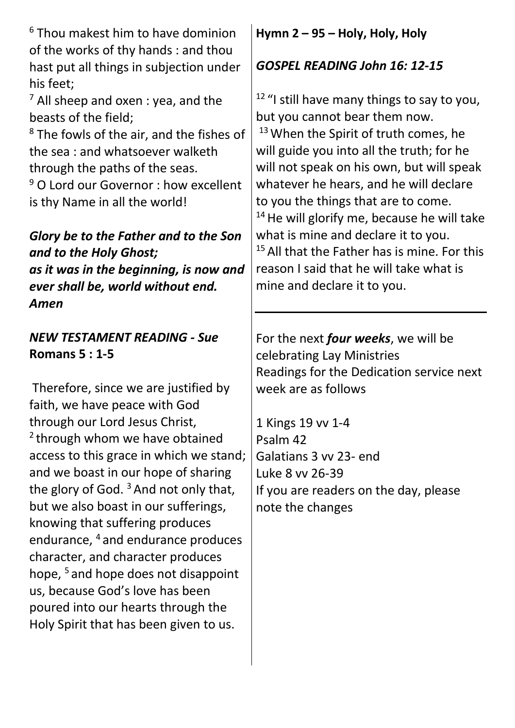[6] Thou makest him to have dominion of the works of thy hands : and thou hast put all things in subjection under his feet;
[7] All sheep and oxen : yea, and the beasts of the field;
[8] The fowls of the air, and the fishes of the sea : and whatsoever walketh through the paths of the seas.
[9] O Lord our Governor : how excellent is thy Name in all the world!

***Glory be to the Father and to the Son and to the Holy Ghost;***
***as it was in the beginning, is now and ever shall be, world without end. Amen***

***NEW TESTAMENT READING - Sue***
**Romans 5 : 1-5**

Therefore, since we are justified by faith, we have peace with God through our Lord Jesus Christ, [2] through whom we have obtained access to this grace in which we stand; and we boast in our hope of sharing the glory of God. [3] And not only that, but we also boast in our sufferings, knowing that suffering produces endurance, [4] and endurance produces character, and character produces hope, [5] and hope does not disappoint us, because God's love has been poured into our hearts through the Holy Spirit that has been given to us.

**Hymn 2 – 95 – Holy, Holy, Holy**

***GOSPEL READING John 16: 12-15***

[12] "I still have many things to say to you, but you cannot bear them now.
[13] When the Spirit of truth comes, he will guide you into all the truth; for he will not speak on his own, but will speak whatever he hears, and he will declare to you the things that are to come.
[14] He will glorify me, because he will take what is mine and declare it to you.
[15] All that the Father has is mine. For this reason I said that he will take what is mine and declare it to you.

---

For the next ***four weeks***, we will be celebrating Lay Ministries
Readings for the Dedication service next week are as follows

1 Kings 19 vv 1-4
Psalm 42
Galatians 3 vv 23- end
Luke 8 vv 26-39
If you are readers on the day, please note the changes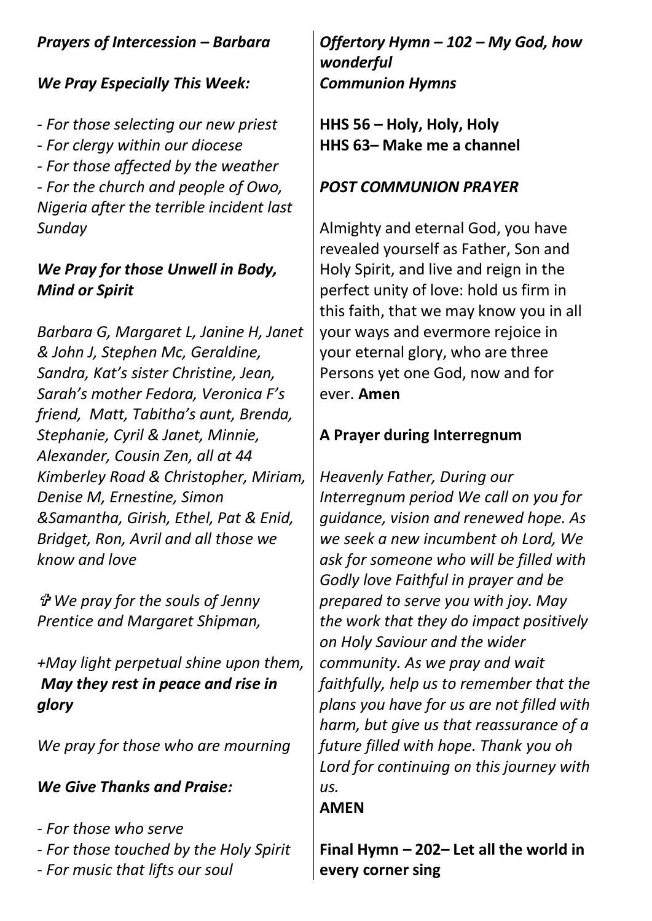***Prayers of Intercession – Barbara***

***We Pray Especially This Week:***

*- For those selecting our new priest*
*- For clergy within our diocese*
*- For those affected by the weather*
*- For the church and people of Owo, Nigeria after the terrible incident last Sunday*

***We Pray for those Unwell in Body, Mind or Spirit***

*Barbara G, Margaret L, Janine H, Janet & John J, Stephen Mc, Geraldine, Sandra, Kat's sister Christine, Jean, Sarah's mother Fedora, Veronica F's friend, Matt, Tabitha's aunt, Brenda, Stephanie, Cyril & Janet, Minnie, Alexander, Cousin Zen, all at 44 Kimberley Road & Christopher, Miriam, Denise M, Ernestine, Simon &Samantha, Girish, Ethel, Pat & Enid, Bridget, Ron, Avril and all those we know and love*

*✞ We pray for the souls of Jenny Prentice and Margaret Shipman,*

*+May light perpetual shine upon them,* ***May they rest in peace and rise in glory***

*We pray for those who are mourning*

***We Give Thanks and Praise:***

*- For those who serve*
*- For those touched by the Holy Spirit*
*- For music that lifts our soul*

***Offertory Hymn – 102 – My God, how wonderful***
***Communion Hymns***

**HHS 56 – Holy, Holy, Holy**
**HHS 63– Make me a channel**

***POST COMMUNION PRAYER***

Almighty and eternal God, you have revealed yourself as Father, Son and Holy Spirit, and live and reign in the perfect unity of love: hold us firm in this faith, that we may know you in all your ways and evermore rejoice in your eternal glory, who are three Persons yet one God, now and for ever. **Amen**

**A Prayer during Interregnum**

*Heavenly Father, During our Interregnum period We call on you for guidance, vision and renewed hope. As we seek a new incumbent oh Lord, We ask for someone who will be filled with Godly love Faithful in prayer and be prepared to serve you with joy. May the work that they do impact positively on Holy Saviour and the wider community. As we pray and wait faithfully, help us to remember that the plans you have for us are not filled with harm, but give us that reassurance of a future filled with hope. Thank you oh Lord for continuing on this journey with us.*
**AMEN**

**Final Hymn – 202– Let all the world in every corner sing**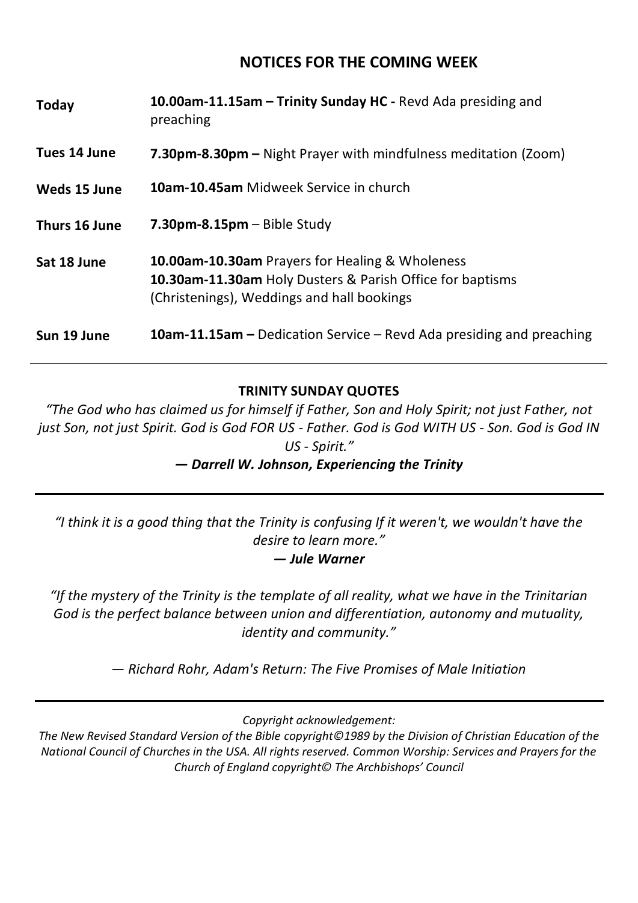## NOTICES FOR THE COMING WEEK

| | |
|---|---|
| **Today** | **10.00am-11.15am – Trinity Sunday HC -** Revd Ada presiding and preaching |
| **Tues 14 June** | **7.30pm-8.30pm –** Night Prayer with mindfulness meditation (Zoom) |
| **Weds 15 June** | **10am-10.45am** Midweek Service in church |
| **Thurs 16 June** | **7.30pm-8.15pm** – Bible Study |
| **Sat 18 June** | **10.00am-10.30am** Prayers for Healing & Wholeness<br>**10.30am-11.30am** Holy Dusters & Parish Office for baptisms (Christenings), Weddings and hall bookings |
| **Sun 19 June** | **10am-11.15am –** Dedication Service – Revd Ada presiding and preaching |

---

### TRINITY SUNDAY QUOTES

*"The God who has claimed us for himself if Father, Son and Holy Spirit; not just Father, not just Son, not just Spirit. God is God FOR US - Father. God is God WITH US - Son. God is God IN US - Spirit."*

***— Darrell W. Johnson, Experiencing the Trinity***

---

*"I think it is a good thing that the Trinity is confusing If it weren't, we wouldn't have the desire to learn more."*

***— Jule Warner***

*"If the mystery of the Trinity is the template of all reality, what we have in the Trinitarian God is the perfect balance between union and differentiation, autonomy and mutuality, identity and community."*

*— Richard Rohr, Adam's Return: The Five Promises of Male Initiation*

---

*Copyright acknowledgement:*

*The New Revised Standard Version of the Bible copyright©1989 by the Division of Christian Education of the National Council of Churches in the USA. All rights reserved. Common Worship: Services and Prayers for the Church of England copyright© The Archbishops' Council*